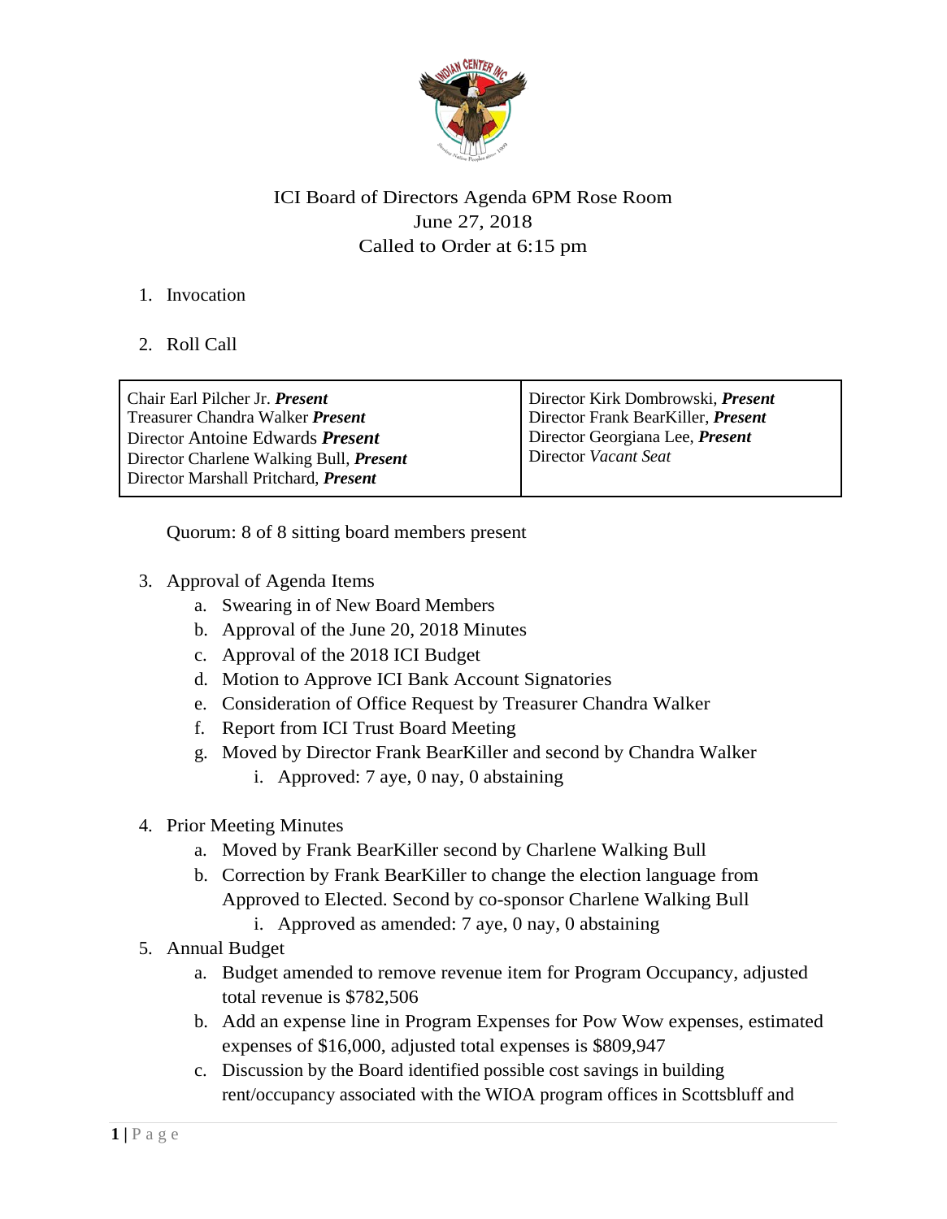ICI Board of Directors Agenda 6PM Rose Room
June 27, 2018
Called to Order at 6:15 pm

1. Invocation

2. Roll Call

| | |
|---|---|
| Chair Earl Pilcher Jr. ***Present***<br>Treasurer Chandra Walker ***Present***<br>Director Antoine Edwards ***Present***<br>Director Charlene Walking Bull, ***Present***<br>Director Marshall Pritchard, ***Present*** | Director Kirk Dombrowski, ***Present***<br>Director Frank BearKiller, ***Present***<br>Director Georgiana Lee, ***Present***<br>Director *Vacant Seat* |

Quorum: 8 of 8 sitting board members present

3. Approval of Agenda Items
   a. Swearing in of New Board Members
   b. Approval of the June 20, 2018 Minutes
   c. Approval of the 2018 ICI Budget
   d. Motion to Approve ICI Bank Account Signatories
   e. Consideration of Office Request by Treasurer Chandra Walker
   f. Report from ICI Trust Board Meeting
   g. Moved by Director Frank BearKiller and second by Chandra Walker
      i. Approved: 7 aye, 0 nay, 0 abstaining

4. Prior Meeting Minutes
   a. Moved by Frank BearKiller second by Charlene Walking Bull
   b. Correction by Frank BearKiller to change the election language from Approved to Elected. Second by co-sponsor Charlene Walking Bull
      i. Approved as amended: 7 aye, 0 nay, 0 abstaining

5. Annual Budget
   a. Budget amended to remove revenue item for Program Occupancy, adjusted total revenue is $782,506
   b. Add an expense line in Program Expenses for Pow Wow expenses, estimated expenses of $16,000, adjusted total expenses is $809,947
   c. Discussion by the Board identified possible cost savings in building rent/occupancy associated with the WIOA program offices in Scottsbluff and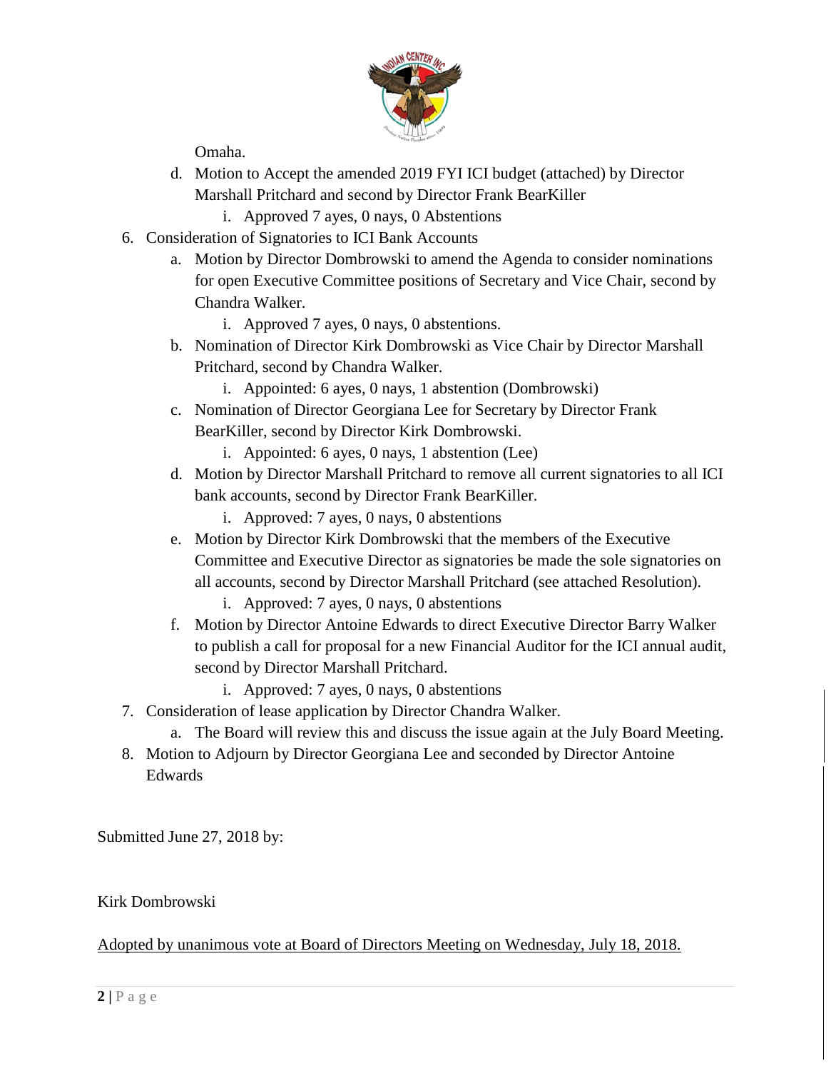Omaha.

   d. Motion to Accept the amended 2019 FYI ICI budget (attached) by Director Marshall Pritchard and second by Director Frank BearKiller
      i. Approved 7 ayes, 0 nays, 0 Abstentions

6. Consideration of Signatories to ICI Bank Accounts
   a. Motion by Director Dombrowski to amend the Agenda to consider nominations for open Executive Committee positions of Secretary and Vice Chair, second by Chandra Walker.
      i. Approved 7 ayes, 0 nays, 0 abstentions.
   b. Nomination of Director Kirk Dombrowski as Vice Chair by Director Marshall Pritchard, second by Chandra Walker.
      i. Appointed: 6 ayes, 0 nays, 1 abstention (Dombrowski)
   c. Nomination of Director Georgiana Lee for Secretary by Director Frank BearKiller, second by Director Kirk Dombrowski.
      i. Appointed: 6 ayes, 0 nays, 1 abstention (Lee)
   d. Motion by Director Marshall Pritchard to remove all current signatories to all ICI bank accounts, second by Director Frank BearKiller.
      i. Approved: 7 ayes, 0 nays, 0 abstentions
   e. Motion by Director Kirk Dombrowski that the members of the Executive Committee and Executive Director as signatories be made the sole signatories on all accounts, second by Director Marshall Pritchard (see attached Resolution).
      i. Approved: 7 ayes, 0 nays, 0 abstentions
   f. Motion by Director Antoine Edwards to direct Executive Director Barry Walker to publish a call for proposal for a new Financial Auditor for the ICI annual audit, second by Director Marshall Pritchard.
      i. Approved: 7 ayes, 0 nays, 0 abstentions

7. Consideration of lease application by Director Chandra Walker.
   a. The Board will review this and discuss the issue again at the July Board Meeting.

8. Motion to Adjourn by Director Georgiana Lee and seconded by Director Antoine Edwards

Submitted June 27, 2018 by:

Kirk Dombrowski

Adopted by unanimous vote at Board of Directors Meeting on Wednesday, July 18, 2018.